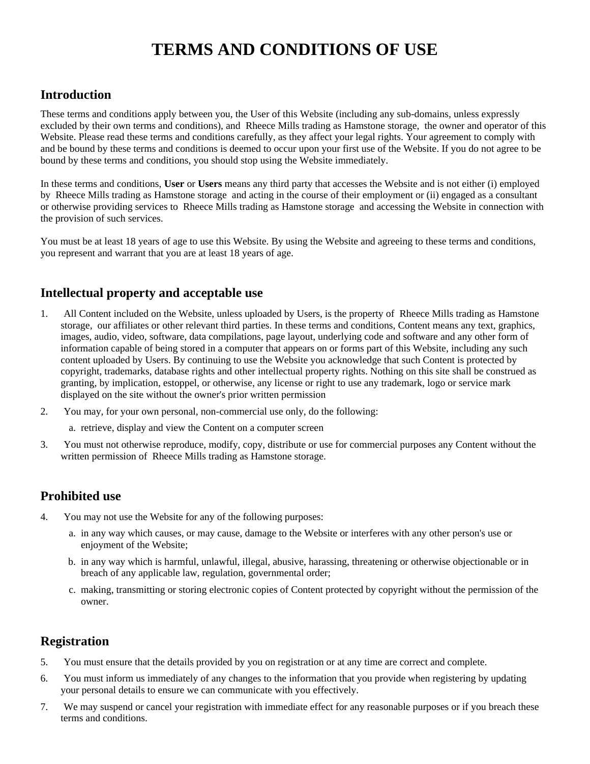# TERMS AND CONDITIONS OF USE

## Introduction

These terms and conditions apply between you, the User of this Website (including any sub-domains, unless expressly excluded by their own terms and conditions), and Rheece Mills trading as Hamstone storage, the owner and operator of this Website. Please read these terms and conditions carefully, as they affect your legal rights. Your agreement to comply with and be bound by these terms and conditions is deemed to occur upon your first use of the Website. If you do not agree to be bound by these terms and conditions, you should stop using the Website immediately.

In these terms and conditions, **User** or **Users** means any third party that accesses the Website and is not either (i) employed by Rheece Mills trading as Hamstone storage and acting in the course of their employment or (ii) engaged as a consultant or otherwise providing services to Rheece Mills trading as Hamstone storage and accessing the Website in connection with the provision of such services.

You must be at least 18 years of age to use this Website. By using the Website and agreeing to these terms and conditions, you represent and warrant that you are at least 18 years of age.

## Intellectual property and acceptable use

1. All Content included on the Website, unless uploaded by Users, is the property of Rheece Mills trading as Hamstone storage, our affiliates or other relevant third parties. In these terms and conditions, Content means any text, graphics, images, audio, video, software, data compilations, page layout, underlying code and software and any other form of information capable of being stored in a computer that appears on or forms part of this Website, including any such content uploaded by Users. By continuing to use the Website you acknowledge that such Content is protected by copyright, trademarks, database rights and other intellectual property rights. Nothing on this site shall be construed as granting, by implication, estoppel, or otherwise, any license or right to use any trademark, logo or service mark displayed on the site without the owner's prior written permission
2. You may, for your own personal, non-commercial use only, do the following:
   a. retrieve, display and view the Content on a computer screen
3. You must not otherwise reproduce, modify, copy, distribute or use for commercial purposes any Content without the written permission of Rheece Mills trading as Hamstone storage.

## Prohibited use

4. You may not use the Website for any of the following purposes:
   a. in any way which causes, or may cause, damage to the Website or interferes with any other person's use or enjoyment of the Website;
   b. in any way which is harmful, unlawful, illegal, abusive, harassing, threatening or otherwise objectionable or in breach of any applicable law, regulation, governmental order;
   c. making, transmitting or storing electronic copies of Content protected by copyright without the permission of the owner.

## Registration

5. You must ensure that the details provided by you on registration or at any time are correct and complete.
6. You must inform us immediately of any changes to the information that you provide when registering by updating your personal details to ensure we can communicate with you effectively.
7. We may suspend or cancel your registration with immediate effect for any reasonable purposes or if you breach these terms and conditions.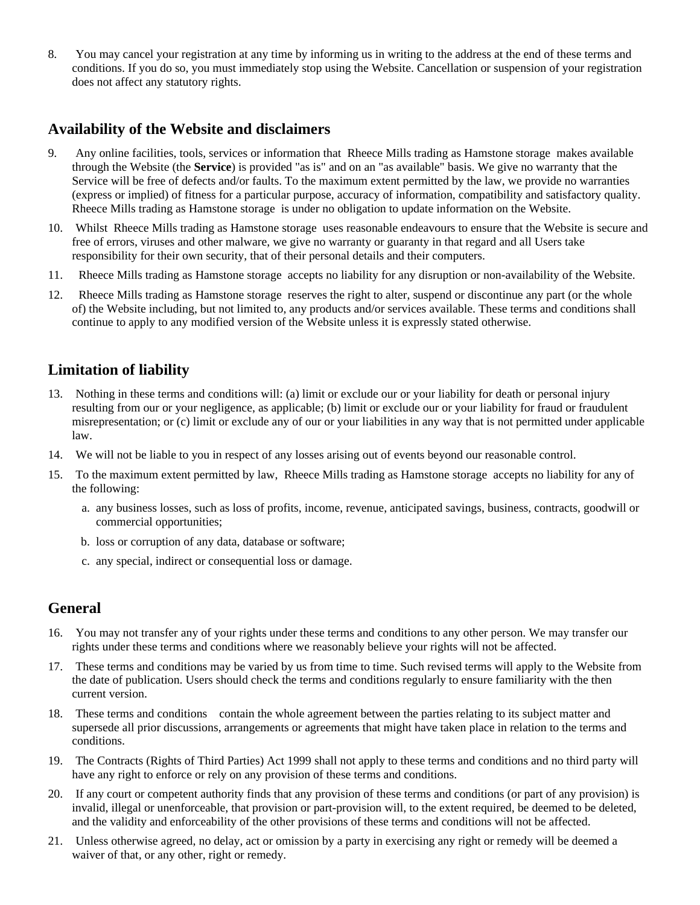8. You may cancel your registration at any time by informing us in writing to the address at the end of these terms and conditions. If you do so, you must immediately stop using the Website. Cancellation or suspension of your registration does not affect any statutory rights.

## Availability of the Website and disclaimers

9. Any online facilities, tools, services or information that Rheece Mills trading as Hamstone storage makes available through the Website (the **Service**) is provided "as is" and on an "as available" basis. We give no warranty that the Service will be free of defects and/or faults. To the maximum extent permitted by the law, we provide no warranties (express or implied) of fitness for a particular purpose, accuracy of information, compatibility and satisfactory quality. Rheece Mills trading as Hamstone storage is under no obligation to update information on the Website.
10. Whilst Rheece Mills trading as Hamstone storage uses reasonable endeavours to ensure that the Website is secure and free of errors, viruses and other malware, we give no warranty or guaranty in that regard and all Users take responsibility for their own security, that of their personal details and their computers.
11. Rheece Mills trading as Hamstone storage accepts no liability for any disruption or non-availability of the Website.
12. Rheece Mills trading as Hamstone storage reserves the right to alter, suspend or discontinue any part (or the whole of) the Website including, but not limited to, any products and/or services available. These terms and conditions shall continue to apply to any modified version of the Website unless it is expressly stated otherwise.

## Limitation of liability

13. Nothing in these terms and conditions will: (a) limit or exclude our or your liability for death or personal injury resulting from our or your negligence, as applicable; (b) limit or exclude our or your liability for fraud or fraudulent misrepresentation; or (c) limit or exclude any of our or your liabilities in any way that is not permitted under applicable law.
14. We will not be liable to you in respect of any losses arising out of events beyond our reasonable control.
15. To the maximum extent permitted by law, Rheece Mills trading as Hamstone storage accepts no liability for any of the following:
    a. any business losses, such as loss of profits, income, revenue, anticipated savings, business, contracts, goodwill or commercial opportunities;
    b. loss or corruption of any data, database or software;
    c. any special, indirect or consequential loss or damage.

## General

16. You may not transfer any of your rights under these terms and conditions to any other person. We may transfer our rights under these terms and conditions where we reasonably believe your rights will not be affected.
17. These terms and conditions may be varied by us from time to time. Such revised terms will apply to the Website from the date of publication. Users should check the terms and conditions regularly to ensure familiarity with the then current version.
18. These terms and conditions contain the whole agreement between the parties relating to its subject matter and supersede all prior discussions, arrangements or agreements that might have taken place in relation to the terms and conditions.
19. The Contracts (Rights of Third Parties) Act 1999 shall not apply to these terms and conditions and no third party will have any right to enforce or rely on any provision of these terms and conditions.
20. If any court or competent authority finds that any provision of these terms and conditions (or part of any provision) is invalid, illegal or unenforceable, that provision or part-provision will, to the extent required, be deemed to be deleted, and the validity and enforceability of the other provisions of these terms and conditions will not be affected.
21. Unless otherwise agreed, no delay, act or omission by a party in exercising any right or remedy will be deemed a waiver of that, or any other, right or remedy.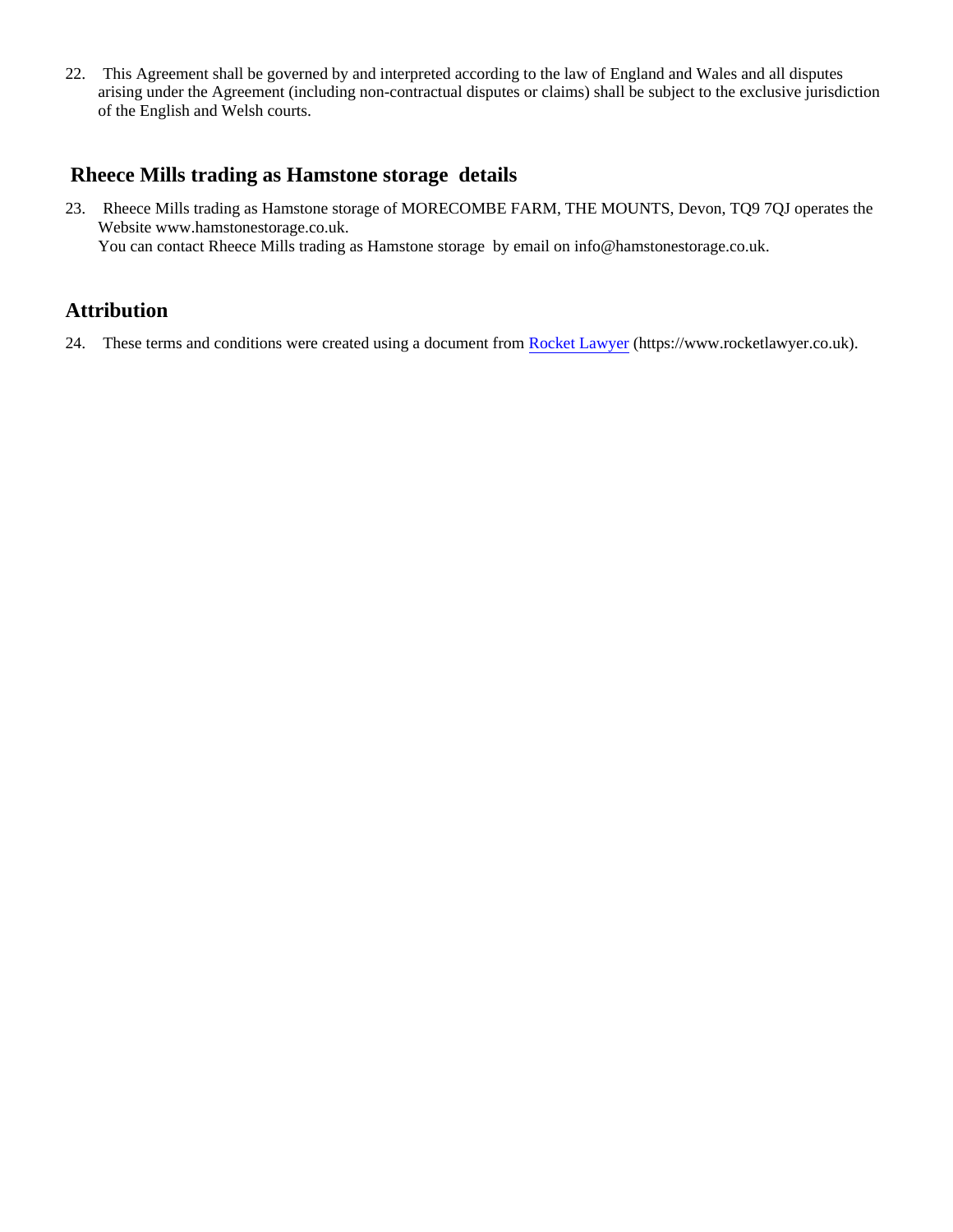22. This Agreement shall be governed by and interpreted according to the law of England and Wales and all disputes arising under the Agreement (including non-contractual disputes or claims) shall be subject to the exclusive jurisdiction of the English and Welsh courts.

## Rheece Mills trading as Hamstone storage details

23. Rheece Mills trading as Hamstone storage of MORECOMBE FARM, THE MOUNTS, Devon, TQ9 7QJ operates the Website www.hamstonestorage.co.uk.
    You can contact Rheece Mills trading as Hamstone storage by email on info@hamstonestorage.co.uk.

## Attribution

24. These terms and conditions were created using a document from [Rocket Lawyer](https://www.rocketlawyer.co.uk) (https://www.rocketlawyer.co.uk).